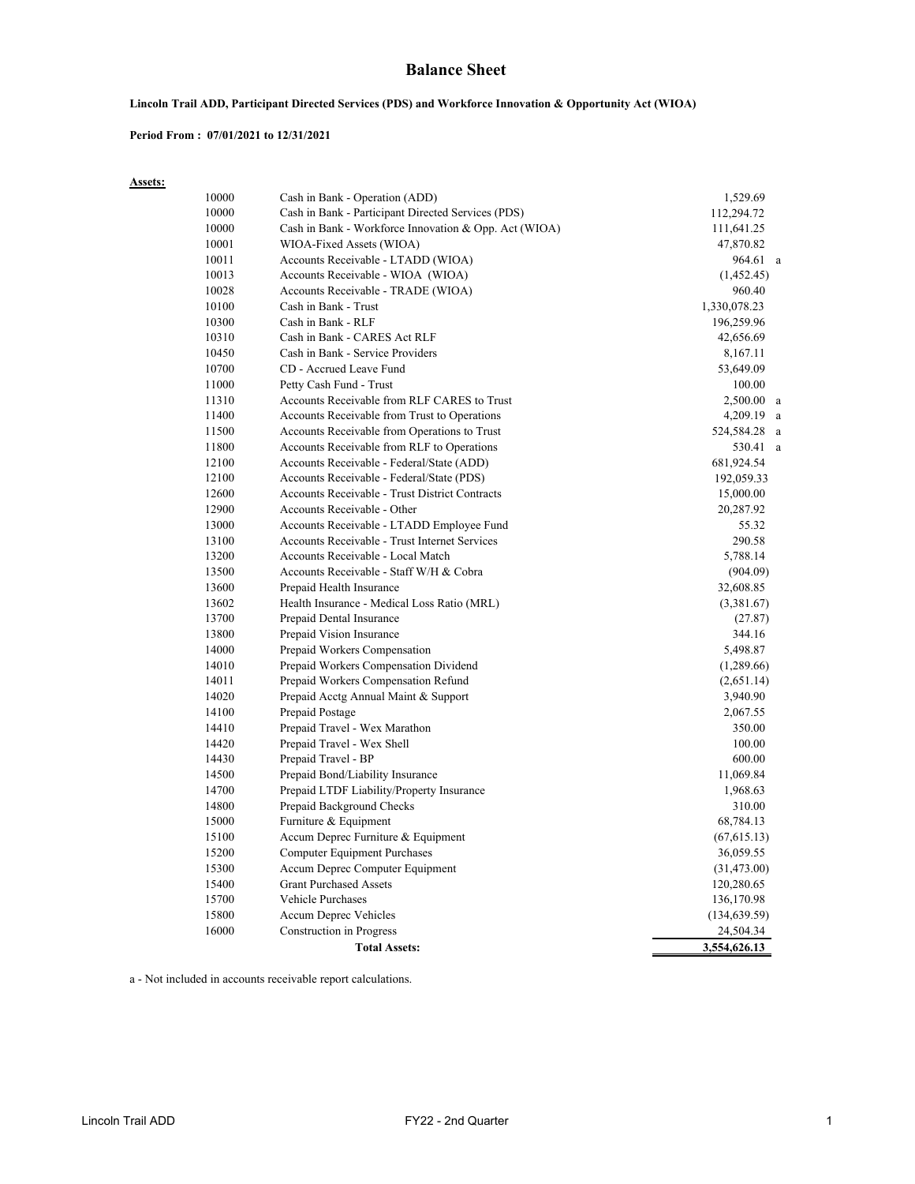# Balance Sheet

**Lincoln Trail ADD, Participant Directed Services (PDS) and Workforce Innovation & Opportunity Act (WIOA)**

**Period From : 07/01/2021 to 12/31/2021**

**Assets:**

| Account | Description | Amount | |
|---|---|---|---|
| 10000 | Cash in Bank - Operation (ADD) | 1,529.69 | |
| 10000 | Cash in Bank - Participant Directed Services (PDS) | 112,294.72 | |
| 10000 | Cash in Bank - Workforce Innovation & Opp. Act (WIOA) | 111,641.25 | |
| 10001 | WIOA-Fixed Assets (WIOA) | 47,870.82 | |
| 10011 | Accounts Receivable - LTADD (WIOA) | 964.61 | a |
| 10013 | Accounts Receivable - WIOA (WIOA) | (1,452.45) | |
| 10028 | Accounts Receivable - TRADE (WIOA) | 960.40 | |
| 10100 | Cash in Bank - Trust | 1,330,078.23 | |
| 10300 | Cash in Bank - RLF | 196,259.96 | |
| 10310 | Cash in Bank - CARES Act RLF | 42,656.69 | |
| 10450 | Cash in Bank - Service Providers | 8,167.11 | |
| 10700 | CD - Accrued Leave Fund | 53,649.09 | |
| 11000 | Petty Cash Fund - Trust | 100.00 | |
| 11310 | Accounts Receivable from RLF CARES to Trust | 2,500.00 | a |
| 11400 | Accounts Receivable from Trust to Operations | 4,209.19 | a |
| 11500 | Accounts Receivable from Operations to Trust | 524,584.28 | a |
| 11800 | Accounts Receivable from RLF to Operations | 530.41 | a |
| 12100 | Accounts Receivable - Federal/State (ADD) | 681,924.54 | |
| 12100 | Accounts Receivable - Federal/State (PDS) | 192,059.33 | |
| 12600 | Accounts Receivable - Trust District Contracts | 15,000.00 | |
| 12900 | Accounts Receivable - Other | 20,287.92 | |
| 13000 | Accounts Receivable - LTADD Employee Fund | 55.32 | |
| 13100 | Accounts Receivable - Trust Internet Services | 290.58 | |
| 13200 | Accounts Receivable - Local Match | 5,788.14 | |
| 13500 | Accounts Receivable - Staff W/H & Cobra | (904.09) | |
| 13600 | Prepaid Health Insurance | 32,608.85 | |
| 13602 | Health Insurance - Medical Loss Ratio (MRL) | (3,381.67) | |
| 13700 | Prepaid Dental Insurance | (27.87) | |
| 13800 | Prepaid Vision Insurance | 344.16 | |
| 14000 | Prepaid Workers Compensation | 5,498.87 | |
| 14010 | Prepaid Workers Compensation Dividend | (1,289.66) | |
| 14011 | Prepaid Workers Compensation Refund | (2,651.14) | |
| 14020 | Prepaid Acctg Annual Maint & Support | 3,940.90 | |
| 14100 | Prepaid Postage | 2,067.55 | |
| 14410 | Prepaid Travel - Wex Marathon | 350.00 | |
| 14420 | Prepaid Travel - Wex Shell | 100.00 | |
| 14430 | Prepaid Travel - BP | 600.00 | |
| 14500 | Prepaid Bond/Liability Insurance | 11,069.84 | |
| 14700 | Prepaid LTDF Liability/Property Insurance | 1,968.63 | |
| 14800 | Prepaid Background Checks | 310.00 | |
| 15000 | Furniture & Equipment | 68,784.13 | |
| 15100 | Accum Deprec Furniture & Equipment | (67,615.13) | |
| 15200 | Computer Equipment Purchases | 36,059.55 | |
| 15300 | Accum Deprec Computer Equipment | (31,473.00) | |
| 15400 | Grant Purchased Assets | 120,280.65 | |
| 15700 | Vehicle Purchases | 136,170.98 | |
| 15800 | Accum Deprec Vehicles | (134,639.59) | |
| 16000 | Construction in Progress | 24,504.34 | |
| | **Total Assets:** | **3,554,626.13** | |

a - Not included in accounts receivable report calculations.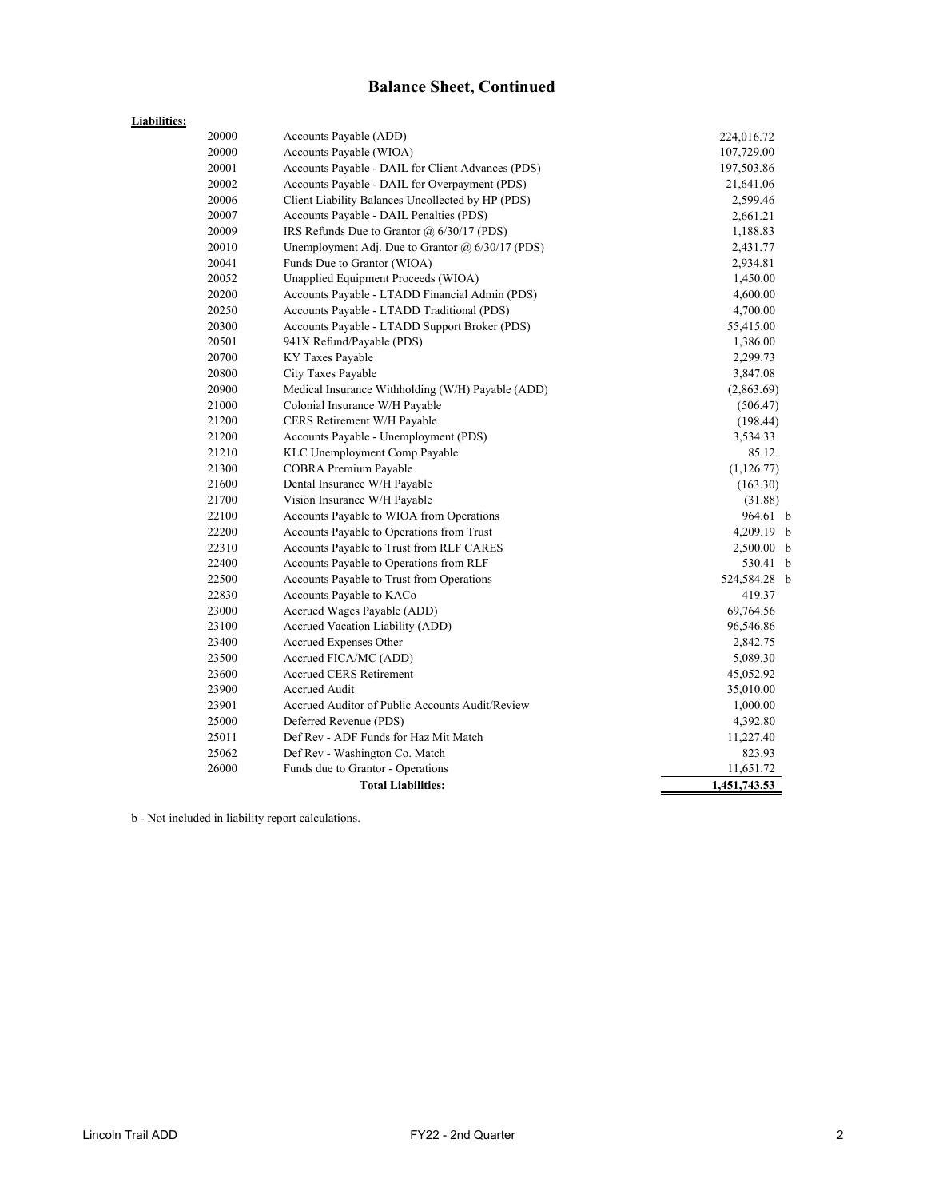# Balance Sheet, Continued

**Liabilities:**

| Account | Description | Amount | Note |
|---|---|---|---|
| 20000 | Accounts Payable (ADD) | 224,016.72 | |
| 20000 | Accounts Payable (WIOA) | 107,729.00 | |
| 20001 | Accounts Payable - DAIL for Client Advances (PDS) | 197,503.86 | |
| 20002 | Accounts Payable - DAIL for Overpayment (PDS) | 21,641.06 | |
| 20006 | Client Liability Balances Uncollected by HP (PDS) | 2,599.46 | |
| 20007 | Accounts Payable - DAIL Penalties (PDS) | 2,661.21 | |
| 20009 | IRS Refunds Due to Grantor @ 6/30/17 (PDS) | 1,188.83 | |
| 20010 | Unemployment Adj. Due to Grantor @ 6/30/17 (PDS) | 2,431.77 | |
| 20041 | Funds Due to Grantor (WIOA) | 2,934.81 | |
| 20052 | Unapplied Equipment Proceeds (WIOA) | 1,450.00 | |
| 20200 | Accounts Payable - LTADD Financial Admin (PDS) | 4,600.00 | |
| 20250 | Accounts Payable - LTADD Traditional (PDS) | 4,700.00 | |
| 20300 | Accounts Payable - LTADD Support Broker (PDS) | 55,415.00 | |
| 20501 | 941X Refund/Payable (PDS) | 1,386.00 | |
| 20700 | KY Taxes Payable | 2,299.73 | |
| 20800 | City Taxes Payable | 3,847.08 | |
| 20900 | Medical Insurance Withholding (W/H) Payable (ADD) | (2,863.69) | |
| 21000 | Colonial Insurance W/H Payable | (506.47) | |
| 21200 | CERS Retirement W/H Payable | (198.44) | |
| 21200 | Accounts Payable - Unemployment (PDS) | 3,534.33 | |
| 21210 | KLC Unemployment Comp Payable | 85.12 | |
| 21300 | COBRA Premium Payable | (1,126.77) | |
| 21600 | Dental Insurance W/H Payable | (163.30) | |
| 21700 | Vision Insurance W/H Payable | (31.88) | |
| 22100 | Accounts Payable to WIOA from Operations | 964.61 | b |
| 22200 | Accounts Payable to Operations from Trust | 4,209.19 | b |
| 22310 | Accounts Payable to Trust from RLF CARES | 2,500.00 | b |
| 22400 | Accounts Payable to Operations from RLF | 530.41 | b |
| 22500 | Accounts Payable to Trust from Operations | 524,584.28 | b |
| 22830 | Accounts Payable to KACo | 419.37 | |
| 23000 | Accrued Wages Payable (ADD) | 69,764.56 | |
| 23100 | Accrued Vacation Liability (ADD) | 96,546.86 | |
| 23400 | Accrued Expenses Other | 2,842.75 | |
| 23500 | Accrued FICA/MC (ADD) | 5,089.30 | |
| 23600 | Accrued CERS Retirement | 45,052.92 | |
| 23900 | Accrued Audit | 35,010.00 | |
| 23901 | Accrued Auditor of Public Accounts Audit/Review | 1,000.00 | |
| 25000 | Deferred Revenue (PDS) | 4,392.80 | |
| 25011 | Def Rev - ADF Funds for Haz Mit Match | 11,227.40 | |
| 25062 | Def Rev - Washington Co. Match | 823.93 | |
| 26000 | Funds due to Grantor - Operations | 11,651.72 | |
| | **Total Liabilities:** | **1,451,743.53** | |

b - Not included in liability report calculations.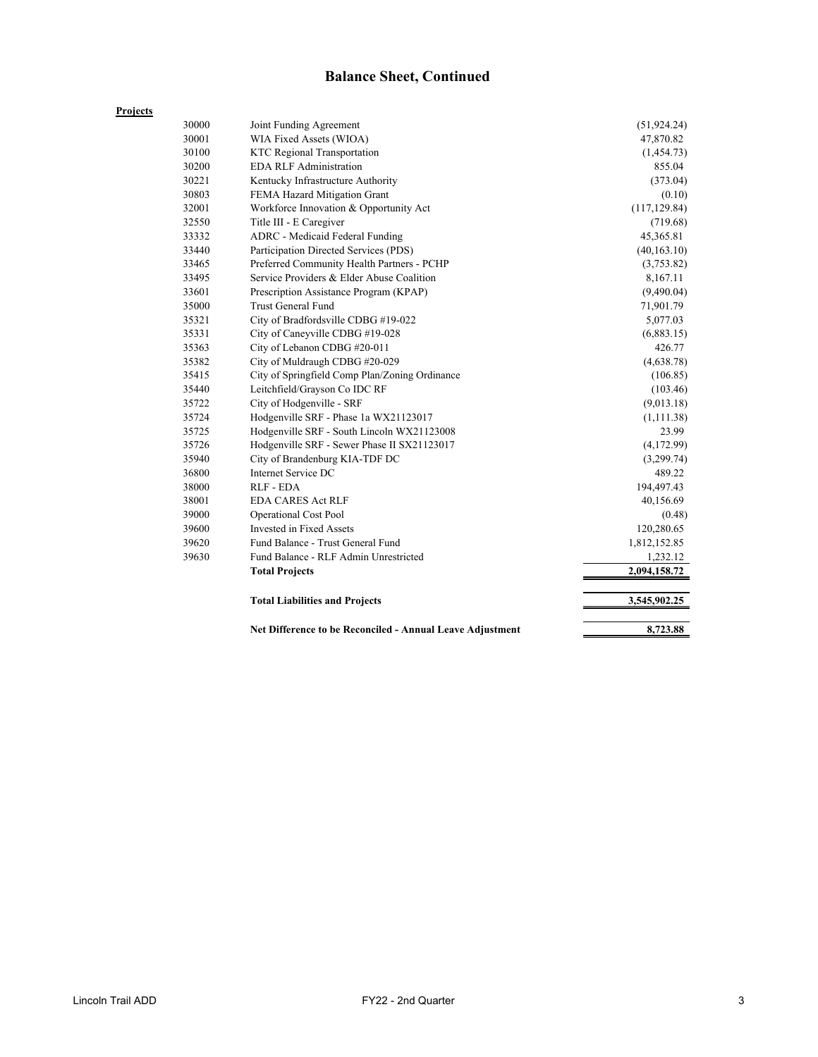## Balance Sheet, Continued

**Projects**

| Account | Description | Amount |
|---|---|---|
| 30000 | Joint Funding Agreement | (51,924.24) |
| 30001 | WIA Fixed Assets (WIOA) | 47,870.82 |
| 30100 | KTC Regional Transportation | (1,454.73) |
| 30200 | EDA RLF Administration | 855.04 |
| 30221 | Kentucky Infrastructure Authority | (373.04) |
| 30803 | FEMA Hazard Mitigation Grant | (0.10) |
| 32001 | Workforce Innovation & Opportunity Act | (117,129.84) |
| 32550 | Title III - E Caregiver | (719.68) |
| 33332 | ADRC - Medicaid Federal Funding | 45,365.81 |
| 33440 | Participation Directed Services (PDS) | (40,163.10) |
| 33465 | Preferred Community Health Partners - PCHP | (3,753.82) |
| 33495 | Service Providers & Elder Abuse Coalition | 8,167.11 |
| 33601 | Prescription Assistance Program (KPAP) | (9,490.04) |
| 35000 | Trust General Fund | 71,901.79 |
| 35321 | City of Bradfordsville CDBG #19-022 | 5,077.03 |
| 35331 | City of Caneyville CDBG #19-028 | (6,883.15) |
| 35363 | City of Lebanon CDBG #20-011 | 426.77 |
| 35382 | City of Muldraugh CDBG #20-029 | (4,638.78) |
| 35415 | City of Springfield Comp Plan/Zoning Ordinance | (106.85) |
| 35440 | Leitchfield/Grayson Co IDC RF | (103.46) |
| 35722 | City of Hodgenville - SRF | (9,013.18) |
| 35724 | Hodgenville SRF - Phase 1a WX21123017 | (1,111.38) |
| 35725 | Hodgenville SRF - South Lincoln WX21123008 | 23.99 |
| 35726 | Hodgenville SRF - Sewer Phase II SX21123017 | (4,172.99) |
| 35940 | City of Brandenburg KIA-TDF DC | (3,299.74) |
| 36800 | Internet Service DC | 489.22 |
| 38000 | RLF - EDA | 194,497.43 |
| 38001 | EDA CARES Act RLF | 40,156.69 |
| 39000 | Operational Cost Pool | (0.48) |
| 39600 | Invested in Fixed Assets | 120,280.65 |
| 39620 | Fund Balance - Trust General Fund | 1,812,152.85 |
| 39630 | Fund Balance - RLF Admin Unrestricted | 1,232.12 |
| | **Total Projects** | **2,094,158.72** |
| | **Total Liabilities and Projects** | **3,545,902.25** |
| | **Net Difference to be Reconciled - Annual Leave Adjustment** | **8,723.88** |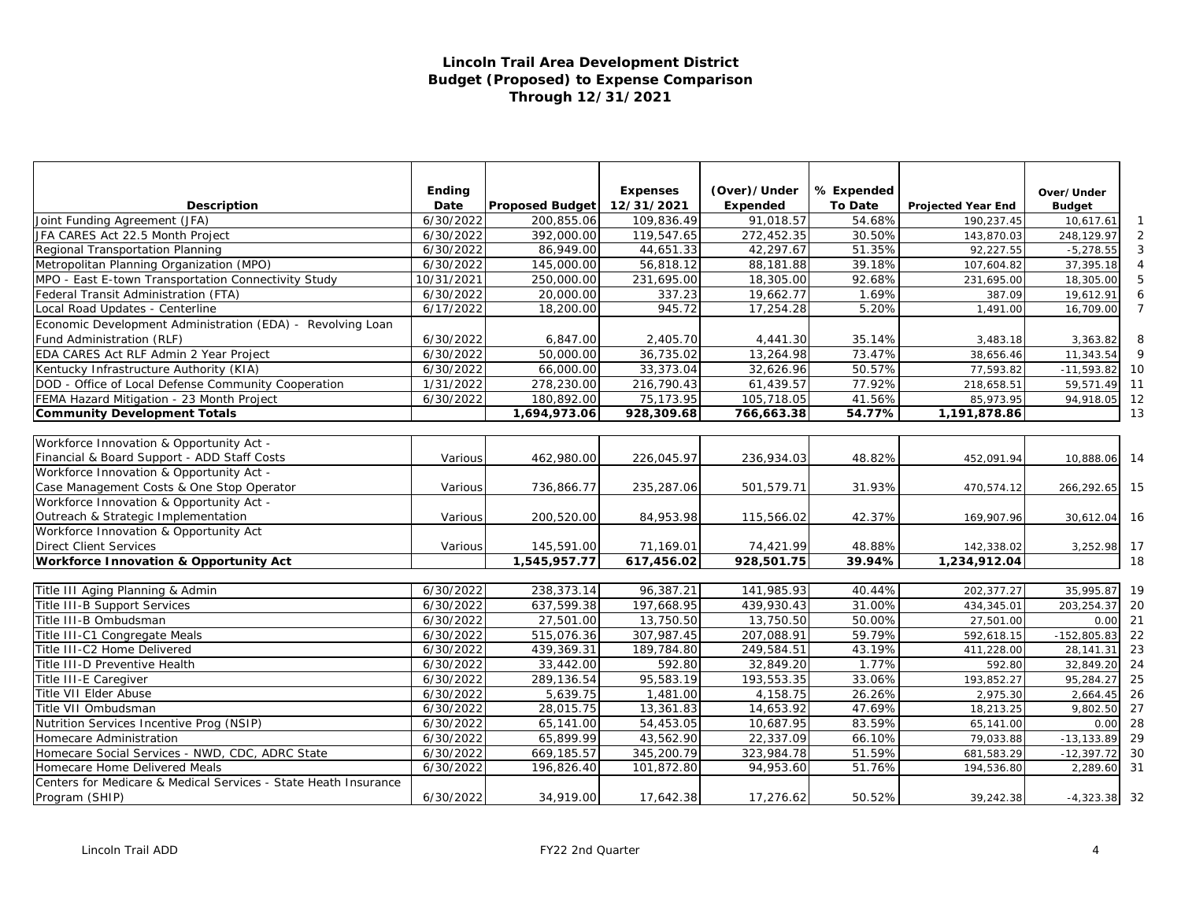**Lincoln Trail Area Development District**
**Budget (Proposed) to Expense Comparison**
**Through 12/31/2021**

| Description | Ending Date | Proposed Budget | Expenses 12/31/2021 | (Over)/Under Expended | % Expended To Date | Projected Year End | Over/Under Budget | |
|---|---|---|---|---|---|---|---|---|
| Joint Funding Agreement (JFA) | 6/30/2022 | 200,855.06 | 109,836.49 | 91,018.57 | 54.68% | 190,237.45 | 10,617.61 | 1 |
| JFA CARES Act 22.5 Month Project | 6/30/2022 | 392,000.00 | 119,547.65 | 272,452.35 | 30.50% | 143,870.03 | 248,129.97 | 2 |
| Regional Transportation Planning | 6/30/2022 | 86,949.00 | 44,651.33 | 42,297.67 | 51.35% | 92,227.55 | -5,278.55 | 3 |
| Metropolitan Planning Organization (MPO) | 6/30/2022 | 145,000.00 | 56,818.12 | 88,181.88 | 39.18% | 107,604.82 | 37,395.18 | 4 |
| MPO - East E-town Transportation Connectivity Study | 10/31/2021 | 250,000.00 | 231,695.00 | 18,305.00 | 92.68% | 231,695.00 | 18,305.00 | 5 |
| Federal Transit Administration (FTA) | 6/30/2022 | 20,000.00 | 337.23 | 19,662.77 | 1.69% | 387.09 | 19,612.91 | 6 |
| Local Road Updates - Centerline | 6/17/2022 | 18,200.00 | 945.72 | 17,254.28 | 5.20% | 1,491.00 | 16,709.00 | 7 |
| Economic Development Administration (EDA) - Revolving Loan Fund Administration (RLF) | 6/30/2022 | 6,847.00 | 2,405.70 | 4,441.30 | 35.14% | 3,483.18 | 3,363.82 | 8 |
| EDA CARES Act RLF Admin 2 Year Project | 6/30/2022 | 50,000.00 | 36,735.02 | 13,264.98 | 73.47% | 38,656.46 | 11,343.54 | 9 |
| Kentucky Infrastructure Authority (KIA) | 6/30/2022 | 66,000.00 | 33,373.04 | 32,626.96 | 50.57% | 77,593.82 | -11,593.82 | 10 |
| DOD - Office of Local Defense Community Cooperation | 1/31/2022 | 278,230.00 | 216,790.43 | 61,439.57 | 77.92% | 218,658.51 | 59,571.49 | 11 |
| FEMA Hazard Mitigation - 23 Month Project | 6/30/2022 | 180,892.00 | 75,173.95 | 105,718.05 | 41.56% | 85,973.95 | 94,918.05 | 12 |
| **Community Development Totals** | | **1,694,973.06** | **928,309.68** | **766,663.38** | **54.77%** | **1,191,878.86** | | 13 |
| Workforce Innovation & Opportunity Act - Financial & Board Support - ADD Staff Costs | Various | 462,980.00 | 226,045.97 | 236,934.03 | 48.82% | 452,091.94 | 10,888.06 | 14 |
| Workforce Innovation & Opportunity Act - Case Management Costs & One Stop Operator | Various | 736,866.77 | 235,287.06 | 501,579.71 | 31.93% | 470,574.12 | 266,292.65 | 15 |
| Workforce Innovation & Opportunity Act - Outreach & Strategic Implementation | Various | 200,520.00 | 84,953.98 | 115,566.02 | 42.37% | 169,907.96 | 30,612.04 | 16 |
| Workforce Innovation & Opportunity Act Direct Client Services | Various | 145,591.00 | 71,169.01 | 74,421.99 | 48.88% | 142,338.02 | 3,252.98 | 17 |
| **Workforce Innovation & Opportunity Act** | | **1,545,957.77** | **617,456.02** | **928,501.75** | **39.94%** | **1,234,912.04** | | 18 |
| Title III Aging Planning & Admin | 6/30/2022 | 238,373.14 | 96,387.21 | 141,985.93 | 40.44% | 202,377.27 | 35,995.87 | 19 |
| Title III-B Support Services | 6/30/2022 | 637,599.38 | 197,668.95 | 439,930.43 | 31.00% | 434,345.01 | 203,254.37 | 20 |
| Title III-B Ombudsman | 6/30/2022 | 27,501.00 | 13,750.50 | 13,750.50 | 50.00% | 27,501.00 | 0.00 | 21 |
| Title III-C1 Congregate Meals | 6/30/2022 | 515,076.36 | 307,987.45 | 207,088.91 | 59.79% | 592,618.15 | -152,805.83 | 22 |
| Title III-C2 Home Delivered | 6/30/2022 | 439,369.31 | 189,784.80 | 249,584.51 | 43.19% | 411,228.00 | 28,141.31 | 23 |
| Title III-D Preventive Health | 6/30/2022 | 33,442.00 | 592.80 | 32,849.20 | 1.77% | 592.80 | 32,849.20 | 24 |
| Title III-E Caregiver | 6/30/2022 | 289,136.54 | 95,583.19 | 193,553.35 | 33.06% | 193,852.27 | 95,284.27 | 25 |
| Title VII Elder Abuse | 6/30/2022 | 5,639.75 | 1,481.00 | 4,158.75 | 26.26% | 2,975.30 | 2,664.45 | 26 |
| Title VII Ombudsman | 6/30/2022 | 28,015.75 | 13,361.83 | 14,653.92 | 47.69% | 18,213.25 | 9,802.50 | 27 |
| Nutrition Services Incentive Prog (NSIP) | 6/30/2022 | 65,141.00 | 54,453.05 | 10,687.95 | 83.59% | 65,141.00 | 0.00 | 28 |
| Homecare Administration | 6/30/2022 | 65,899.99 | 43,562.90 | 22,337.09 | 66.10% | 79,033.88 | -13,133.89 | 29 |
| Homecare Social Services - NWD, CDC, ADRC State | 6/30/2022 | 669,185.57 | 345,200.79 | 323,984.78 | 51.59% | 681,583.29 | -12,397.72 | 30 |
| Homecare Home Delivered Meals | 6/30/2022 | 196,826.40 | 101,872.80 | 94,953.60 | 51.76% | 194,536.80 | 2,289.60 | 31 |
| Centers for Medicare & Medical Services - State Heath Insurance Program (SHIP) | 6/30/2022 | 34,919.00 | 17,642.38 | 17,276.62 | 50.52% | 39,242.38 | -4,323.38 | 32 |

Lincoln Trail ADD FY22 2nd Quarter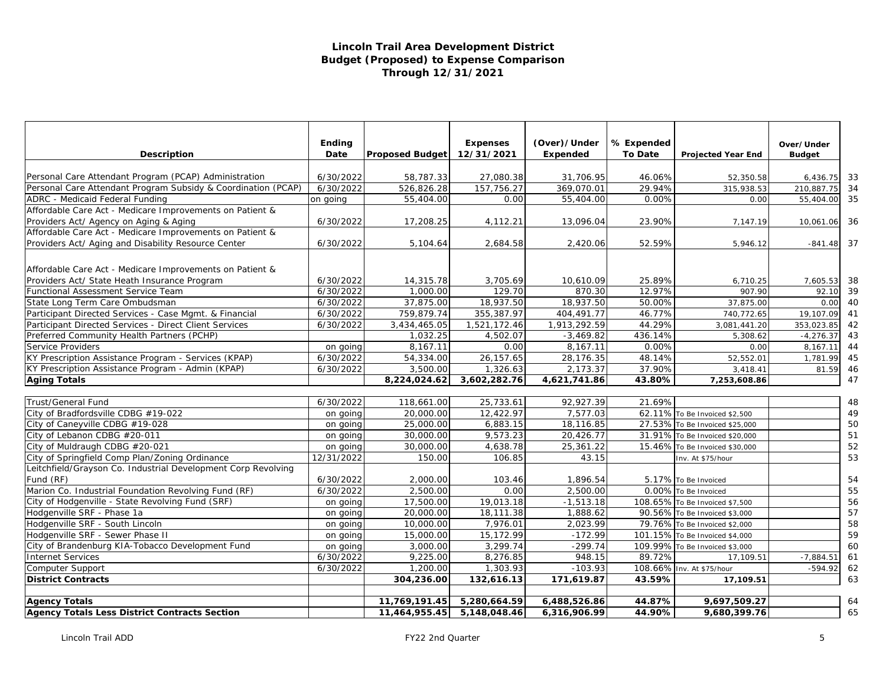**Lincoln Trail Area Development District**
**Budget (Proposed) to Expense Comparison**
**Through 12/31/2021**

| Description | Ending Date | Proposed Budget | Expenses 12/31/2021 | (Over)/Under Expended | % Expended To Date | Projected Year End | Over/Under Budget | |
|---|---|---|---|---|---|---|---|---|
| Personal Care Attendant Program (PCAP) Administration | 6/30/2022 | 58,787.33 | 27,080.38 | 31,706.95 | 46.06% | 52,350.58 | 6,436.75 | 33 |
| Personal Care Attendant Program Subsidy & Coordination (PCAP) | 6/30/2022 | 526,826.28 | 157,756.27 | 369,070.01 | 29.94% | 315,938.53 | 210,887.75 | 34 |
| ADRC - Medicaid Federal Funding | on going | 55,404.00 | 0.00 | 55,404.00 | 0.00% | 0.00 | 55,404.00 | 35 |
| Affordable Care Act - Medicare Improvements on Patient & Providers Act/ Agency on Aging & Aging | 6/30/2022 | 17,208.25 | 4,112.21 | 13,096.04 | 23.90% | 7,147.19 | 10,061.06 | 36 |
| Affordable Care Act - Medicare Improvements on Patient & Providers Act/ Aging and Disability Resource Center | 6/30/2022 | 5,104.64 | 2,684.58 | 2,420.06 | 52.59% | 5,946.12 | -841.48 | 37 |
| Affordable Care Act - Medicare Improvements on Patient & Providers Act/ State Heath Insurance Program | 6/30/2022 | 14,315.78 | 3,705.69 | 10,610.09 | 25.89% | 6,710.25 | 7,605.53 | 38 |
| Functional Assessment Service Team | 6/30/2022 | 1,000.00 | 129.70 | 870.30 | 12.97% | 907.90 | 92.10 | 39 |
| State Long Term Care Ombudsman | 6/30/2022 | 37,875.00 | 18,937.50 | 18,937.50 | 50.00% | 37,875.00 | 0.00 | 40 |
| Participant Directed Services - Case Mgmt. & Financial | 6/30/2022 | 759,879.74 | 355,387.97 | 404,491.77 | 46.77% | 740,772.65 | 19,107.09 | 41 |
| Participant Directed Services - Direct Client Services | 6/30/2022 | 3,434,465.05 | 1,521,172.46 | 1,913,292.59 | 44.29% | 3,081,441.20 | 353,023.85 | 42 |
| Preferred Community Health Partners (PCHP) | | 1,032.25 | 4,502.07 | -3,469.82 | 436.14% | 5,308.62 | -4,276.37 | 43 |
| Service Providers | on going | 8,167.11 | 0.00 | 8,167.11 | 0.00% | 0.00 | 8,167.11 | 44 |
| KY Prescription Assistance Program - Services (KPAP) | 6/30/2022 | 54,334.00 | 26,157.65 | 28,176.35 | 48.14% | 52,552.01 | 1,781.99 | 45 |
| KY Prescription Assistance Program - Admin (KPAP) | 6/30/2022 | 3,500.00 | 1,326.63 | 2,173.37 | 37.90% | 3,418.41 | 81.59 | 46 |
| **Aging Totals** | | **8,224,024.62** | **3,602,282.76** | **4,621,741.86** | **43.80%** | **7,253,608.86** | | 47 |
| Trust/General Fund | 6/30/2022 | 118,661.00 | 25,733.61 | 92,927.39 | 21.69% | | | 48 |
| City of Bradfordsville CDBG #19-022 | on going | 20,000.00 | 12,422.97 | 7,577.03 | 62.11% | To Be Invoiced $2,500 | | 49 |
| City of Caneyville CDBG #19-028 | on going | 25,000.00 | 6,883.15 | 18,116.85 | 27.53% | To Be Invoiced $25,000 | | 50 |
| City of Lebanon CDBG #20-011 | on going | 30,000.00 | 9,573.23 | 20,426.77 | 31.91% | To Be Invoiced $20,000 | | 51 |
| City of Muldraugh CDBG #20-021 | on going | 30,000.00 | 4,638.78 | 25,361.22 | 15.46% | To Be Invoiced $30,000 | | 52 |
| City of Springfield Comp Plan/Zoning Ordinance | 12/31/2022 | 150.00 | 106.85 | 43.15 | | Inv. At $75/hour | | 53 |
| Leitchfield/Grayson Co. Industrial Development Corp Revolving Fund (RF) | 6/30/2022 | 2,000.00 | 103.46 | 1,896.54 | 5.17% | To Be Invoiced | | 54 |
| Marion Co. Industrial Foundation Revolving Fund (RF) | 6/30/2022 | 2,500.00 | 0.00 | 2,500.00 | 0.00% | To Be Invoiced | | 55 |
| City of Hodgenville - State Revolving Fund (SRF) | on going | 17,500.00 | 19,013.18 | -1,513.18 | 108.65% | To Be Invoiced $7,500 | | 56 |
| Hodgenville SRF - Phase 1a | on going | 20,000.00 | 18,111.38 | 1,888.62 | 90.56% | To Be Invoiced $3,000 | | 57 |
| Hodgenville SRF - South Lincoln | on going | 10,000.00 | 7,976.01 | 2,023.99 | 79.76% | To Be Invoiced $2,000 | | 58 |
| Hodgenville SRF - Sewer Phase II | on going | 15,000.00 | 15,172.99 | -172.99 | 101.15% | To Be Invoiced $4,000 | | 59 |
| City of Brandenburg KIA-Tobacco Development Fund | on going | 3,000.00 | 3,299.74 | -299.74 | 109.99% | To Be Invoiced $3,000 | | 60 |
| Internet Services | 6/30/2022 | 9,225.00 | 8,276.85 | 948.15 | 89.72% | 17,109.51 | -7,884.51 | 61 |
| Computer Support | 6/30/2022 | 1,200.00 | 1,303.93 | -103.93 | 108.66% | Inv. At $75/hour | -594.92 | 62 |
| **District Contracts** | | **304,236.00** | **132,616.13** | **171,619.87** | **43.59%** | **17,109.51** | | 63 |
| **Agency Totals** | | **11,769,191.45** | **5,280,664.59** | **6,488,526.86** | **44.87%** | **9,697,509.27** | | 64 |
| **Agency Totals Less District Contracts Section** | | **11,464,955.45** | **5,148,048.46** | **6,316,906.99** | **44.90%** | **9,680,399.76** | | 65 |

Lincoln Trail ADD FY22 2nd Quarter